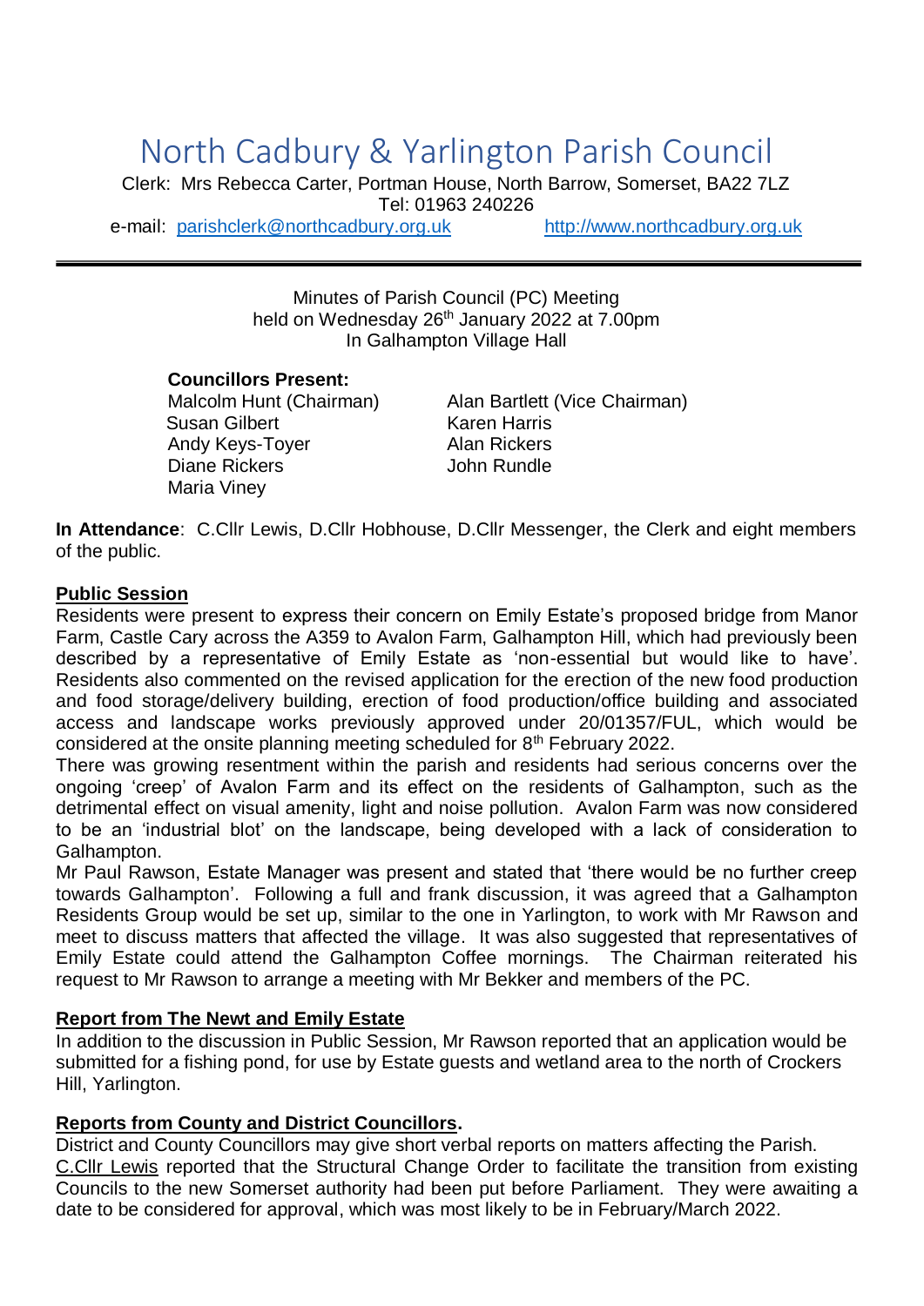# North Cadbury & Yarlington Parish Council

Clerk: Mrs Rebecca Carter, Portman House, North Barrow, Somerset, BA22 7LZ
Tel: 01963 240226
e-mail: parishclerk@northcadbury.org.uk http://www.northcadbury.org.uk

---

Minutes of Parish Council (PC) Meeting
held on Wednesday 26th January 2022 at 7.00pm
In Galhampton Village Hall

**Councillors Present:**

Malcolm Hunt (Chairman)
Alan Bartlett (Vice Chairman)
Susan Gilbert
Karen Harris
Andy Keys-Toyer
Alan Rickers
Diane Rickers
John Rundle
Maria Viney

**In Attendance**: C.Cllr Lewis, D.Cllr Hobhouse, D.Cllr Messenger, the Clerk and eight members of the public.

## Public Session

Residents were present to express their concern on Emily Estate's proposed bridge from Manor Farm, Castle Cary across the A359 to Avalon Farm, Galhampton Hill, which had previously been described by a representative of Emily Estate as 'non-essential but would like to have'. Residents also commented on the revised application for the erection of the new food production and food storage/delivery building, erection of food production/office building and associated access and landscape works previously approved under 20/01357/FUL, which would be considered at the onsite planning meeting scheduled for 8th February 2022.

There was growing resentment within the parish and residents had serious concerns over the ongoing 'creep' of Avalon Farm and its effect on the residents of Galhampton, such as the detrimental effect on visual amenity, light and noise pollution. Avalon Farm was now considered to be an 'industrial blot' on the landscape, being developed with a lack of consideration to Galhampton.

Mr Paul Rawson, Estate Manager was present and stated that 'there would be no further creep towards Galhampton'. Following a full and frank discussion, it was agreed that a Galhampton Residents Group would be set up, similar to the one in Yarlington, to work with Mr Rawson and meet to discuss matters that affected the village. It was also suggested that representatives of Emily Estate could attend the Galhampton Coffee mornings. The Chairman reiterated his request to Mr Rawson to arrange a meeting with Mr Bekker and members of the PC.

## Report from The Newt and Emily Estate

In addition to the discussion in Public Session, Mr Rawson reported that an application would be submitted for a fishing pond, for use by Estate guests and wetland area to the north of Crockers Hill, Yarlington.

## Reports from County and District Councillors.

District and County Councillors may give short verbal reports on matters affecting the Parish.

C.Cllr Lewis reported that the Structural Change Order to facilitate the transition from existing Councils to the new Somerset authority had been put before Parliament. They were awaiting a date to be considered for approval, which was most likely to be in February/March 2022.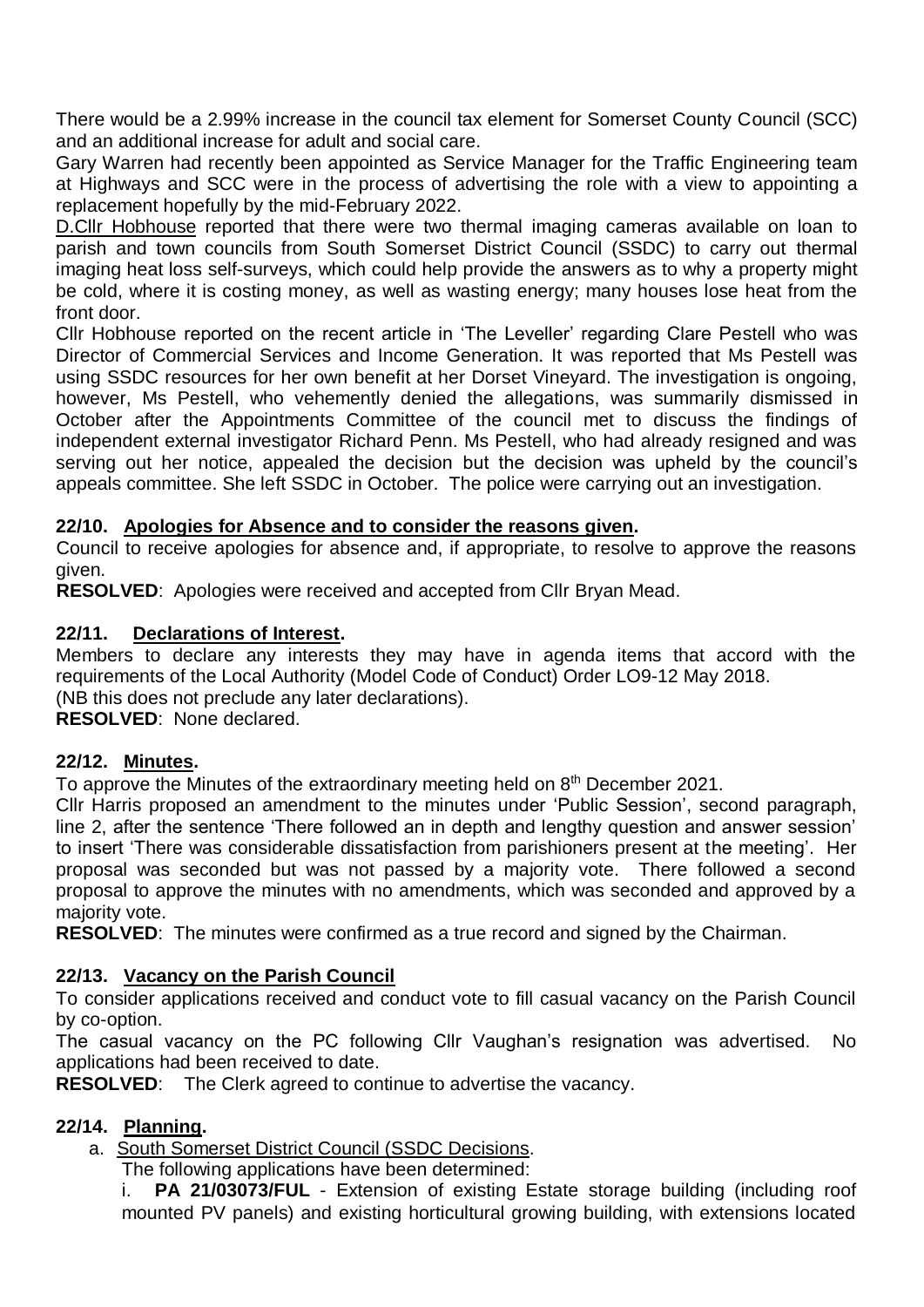There would be a 2.99% increase in the council tax element for Somerset County Council (SCC) and an additional increase for adult and social care.

Gary Warren had recently been appointed as Service Manager for the Traffic Engineering team at Highways and SCC were in the process of advertising the role with a view to appointing a replacement hopefully by the mid-February 2022.

D.Cllr Hobhouse reported that there were two thermal imaging cameras available on loan to parish and town councils from South Somerset District Council (SSDC) to carry out thermal imaging heat loss self-surveys, which could help provide the answers as to why a property might be cold, where it is costing money, as well as wasting energy; many houses lose heat from the front door.

Cllr Hobhouse reported on the recent article in 'The Leveller' regarding Clare Pestell who was Director of Commercial Services and Income Generation. It was reported that Ms Pestell was using SSDC resources for her own benefit at her Dorset Vineyard. The investigation is ongoing, however, Ms Pestell, who vehemently denied the allegations, was summarily dismissed in October after the Appointments Committee of the council met to discuss the findings of independent external investigator Richard Penn. Ms Pestell, who had already resigned and was serving out her notice, appealed the decision but the decision was upheld by the council's appeals committee. She left SSDC in October. The police were carrying out an investigation.

## 22/10. Apologies for Absence and to consider the reasons given.

Council to receive apologies for absence and, if appropriate, to resolve to approve the reasons given.

**RESOLVED**: Apologies were received and accepted from Cllr Bryan Mead.

## 22/11. Declarations of Interest.

Members to declare any interests they may have in agenda items that accord with the requirements of the Local Authority (Model Code of Conduct) Order LO9-12 May 2018.
(NB this does not preclude any later declarations).

**RESOLVED**: None declared.

## 22/12. Minutes.

To approve the Minutes of the extraordinary meeting held on 8th December 2021.

Cllr Harris proposed an amendment to the minutes under 'Public Session', second paragraph, line 2, after the sentence 'There followed an in depth and lengthy question and answer session' to insert 'There was considerable dissatisfaction from parishioners present at the meeting'. Her proposal was seconded but was not passed by a majority vote. There followed a second proposal to approve the minutes with no amendments, which was seconded and approved by a majority vote.

**RESOLVED**: The minutes were confirmed as a true record and signed by the Chairman.

## 22/13. Vacancy on the Parish Council

To consider applications received and conduct vote to fill casual vacancy on the Parish Council by co-option.

The casual vacancy on the PC following Cllr Vaughan's resignation was advertised. No applications had been received to date.

**RESOLVED**: The Clerk agreed to continue to advertise the vacancy.

## 22/14. Planning.

a. South Somerset District Council (SSDC Decisions.

The following applications have been determined:

i. **PA 21/03073/FUL** - Extension of existing Estate storage building (including roof mounted PV panels) and existing horticultural growing building, with extensions located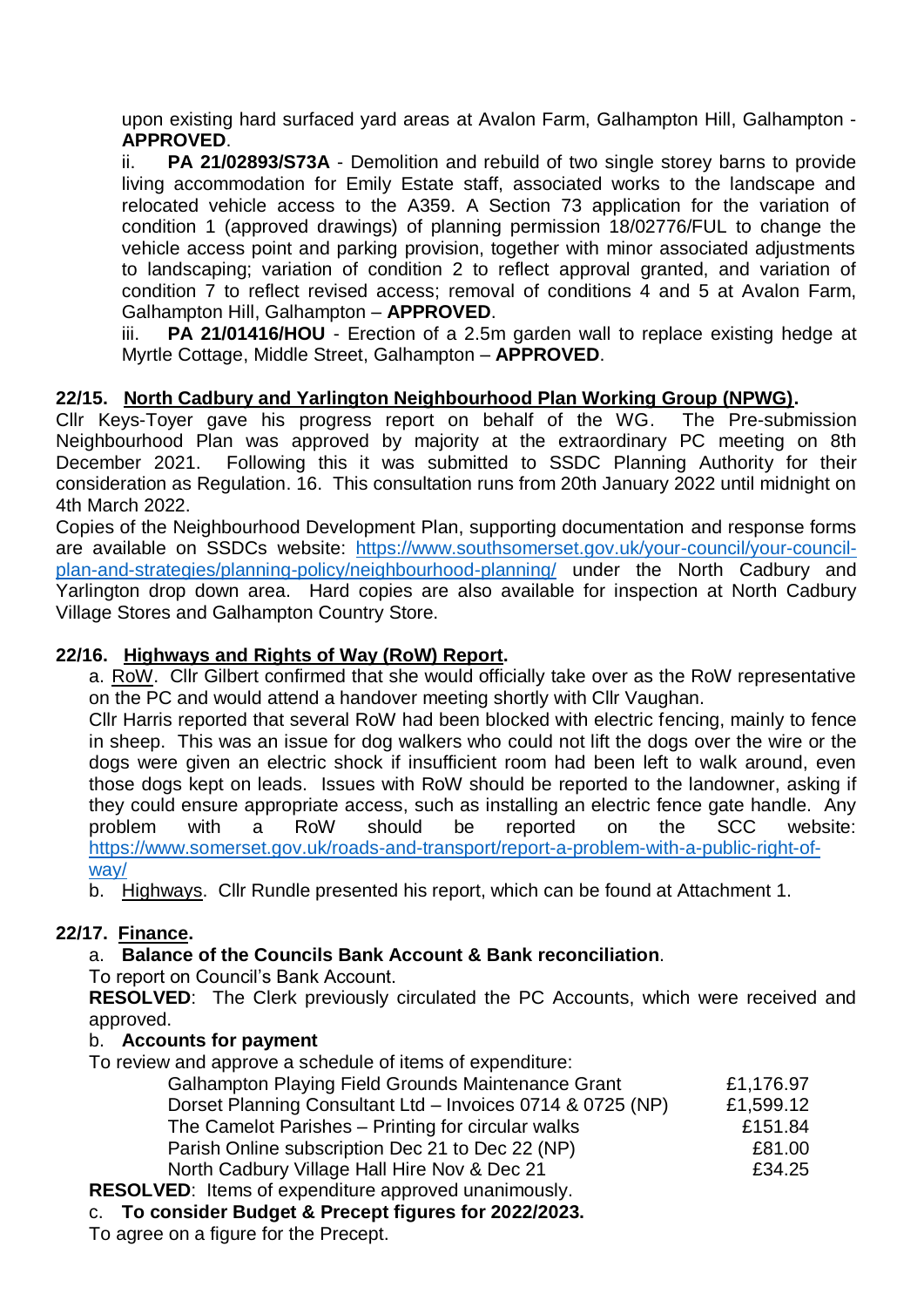upon existing hard surfaced yard areas at Avalon Farm, Galhampton Hill, Galhampton - **APPROVED**.

ii. **PA 21/02893/S73A** - Demolition and rebuild of two single storey barns to provide living accommodation for Emily Estate staff, associated works to the landscape and relocated vehicle access to the A359. A Section 73 application for the variation of condition 1 (approved drawings) of planning permission 18/02776/FUL to change the vehicle access point and parking provision, together with minor associated adjustments to landscaping; variation of condition 2 to reflect approval granted, and variation of condition 7 to reflect revised access; removal of conditions 4 and 5 at Avalon Farm, Galhampton Hill, Galhampton – **APPROVED**.

iii. **PA 21/01416/HOU** - Erection of a 2.5m garden wall to replace existing hedge at Myrtle Cottage, Middle Street, Galhampton – **APPROVED**.

**22/15. North Cadbury and Yarlington Neighbourhood Plan Working Group (NPWG).**

Cllr Keys-Toyer gave his progress report on behalf of the WG. The Pre-submission Neighbourhood Plan was approved by majority at the extraordinary PC meeting on 8th December 2021. Following this it was submitted to SSDC Planning Authority for their consideration as Regulation. 16. This consultation runs from 20th January 2022 until midnight on 4th March 2022.

Copies of the Neighbourhood Development Plan, supporting documentation and response forms are available on SSDCs website: https://www.southsomerset.gov.uk/your-council/your-council-plan-and-strategies/planning-policy/neighbourhood-planning/ under the North Cadbury and Yarlington drop down area. Hard copies are also available for inspection at North Cadbury Village Stores and Galhampton Country Store.

**22/16. Highways and Rights of Way (RoW) Report.**

a. RoW. Cllr Gilbert confirmed that she would officially take over as the RoW representative on the PC and would attend a handover meeting shortly with Cllr Vaughan.

Cllr Harris reported that several RoW had been blocked with electric fencing, mainly to fence in sheep. This was an issue for dog walkers who could not lift the dogs over the wire or the dogs were given an electric shock if insufficient room had been left to walk around, even those dogs kept on leads. Issues with RoW should be reported to the landowner, asking if they could ensure appropriate access, such as installing an electric fence gate handle. Any problem with a RoW should be reported on the SCC website: https://www.somerset.gov.uk/roads-and-transport/report-a-problem-with-a-public-right-of-way/

b. Highways. Cllr Rundle presented his report, which can be found at Attachment 1.

**22/17. Finance.**

a. **Balance of the Councils Bank Account & Bank reconciliation**.

To report on Council's Bank Account.

**RESOLVED**: The Clerk previously circulated the PC Accounts, which were received and approved.

b. **Accounts for payment**

To review and approve a schedule of items of expenditure:

| | |
|---|---|
| Galhampton Playing Field Grounds Maintenance Grant | £1,176.97 |
| Dorset Planning Consultant Ltd – Invoices 0714 & 0725 (NP) | £1,599.12 |
| The Camelot Parishes – Printing for circular walks | £151.84 |
| Parish Online subscription Dec 21 to Dec 22 (NP) | £81.00 |
| North Cadbury Village Hall Hire Nov & Dec 21 | £34.25 |

**RESOLVED**: Items of expenditure approved unanimously.

c. **To consider Budget & Precept figures for 2022/2023.**

To agree on a figure for the Precept.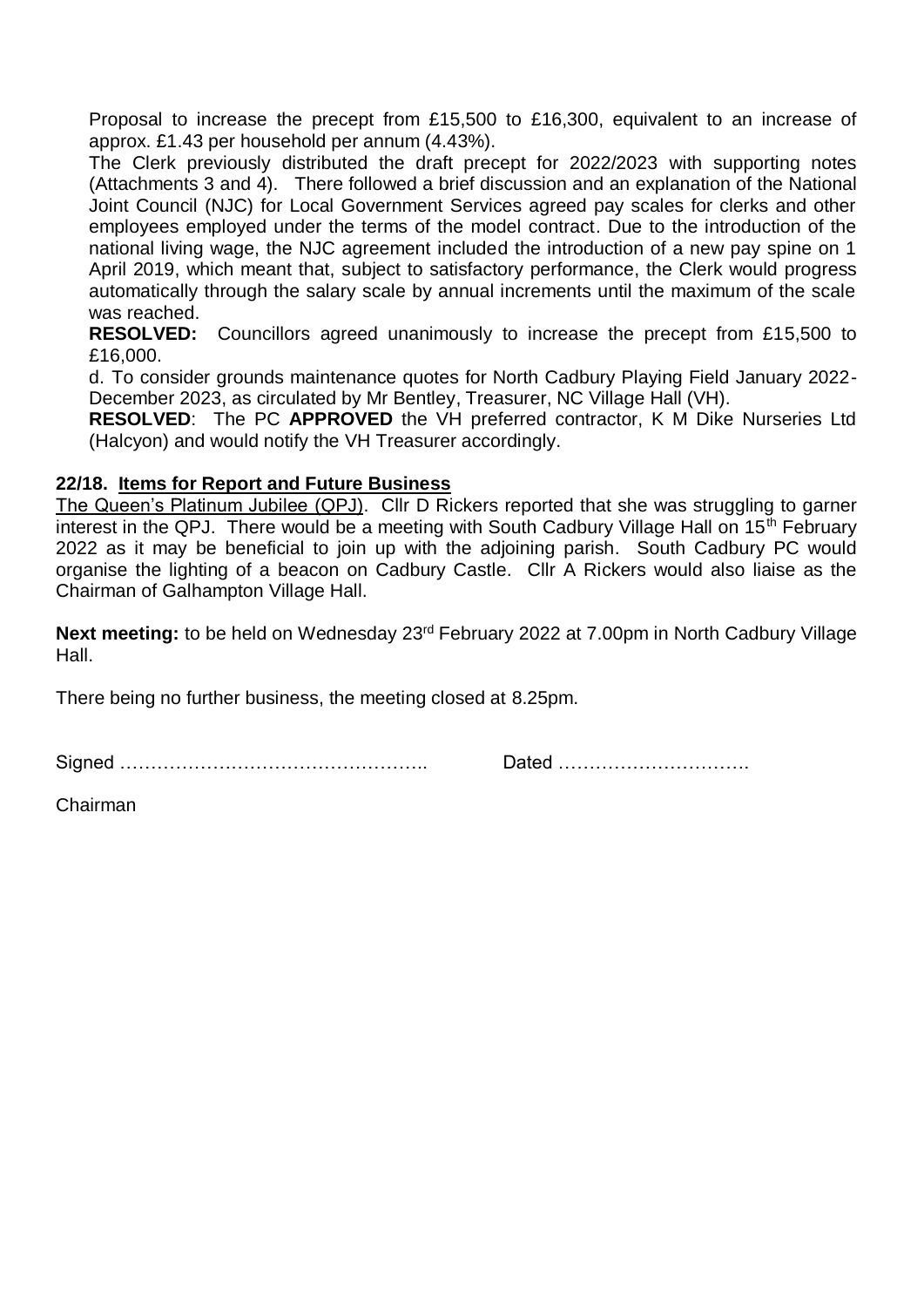Proposal to increase the precept from £15,500 to £16,300, equivalent to an increase of approx. £1.43 per household per annum (4.43%).

The Clerk previously distributed the draft precept for 2022/2023 with supporting notes (Attachments 3 and 4). There followed a brief discussion and an explanation of the National Joint Council (NJC) for Local Government Services agreed pay scales for clerks and other employees employed under the terms of the model contract. Due to the introduction of the national living wage, the NJC agreement included the introduction of a new pay spine on 1 April 2019, which meant that, subject to satisfactory performance, the Clerk would progress automatically through the salary scale by annual increments until the maximum of the scale was reached.

**RESOLVED:** Councillors agreed unanimously to increase the precept from £15,500 to £16,000.

d. To consider grounds maintenance quotes for North Cadbury Playing Field January 2022-December 2023, as circulated by Mr Bentley, Treasurer, NC Village Hall (VH).

**RESOLVED**: The PC **APPROVED** the VH preferred contractor, K M Dike Nurseries Ltd (Halcyon) and would notify the VH Treasurer accordingly.

**22/18. Items for Report and Future Business**

The Queen's Platinum Jubilee (QPJ). Cllr D Rickers reported that she was struggling to garner interest in the QPJ. There would be a meeting with South Cadbury Village Hall on 15th February 2022 as it may be beneficial to join up with the adjoining parish. South Cadbury PC would organise the lighting of a beacon on Cadbury Castle. Cllr A Rickers would also liaise as the Chairman of Galhampton Village Hall.

**Next meeting:** to be held on Wednesday 23rd February 2022 at 7.00pm in North Cadbury Village Hall.

There being no further business, the meeting closed at 8.25pm.

Signed …………………………………………. Dated ………………………….

Chairman